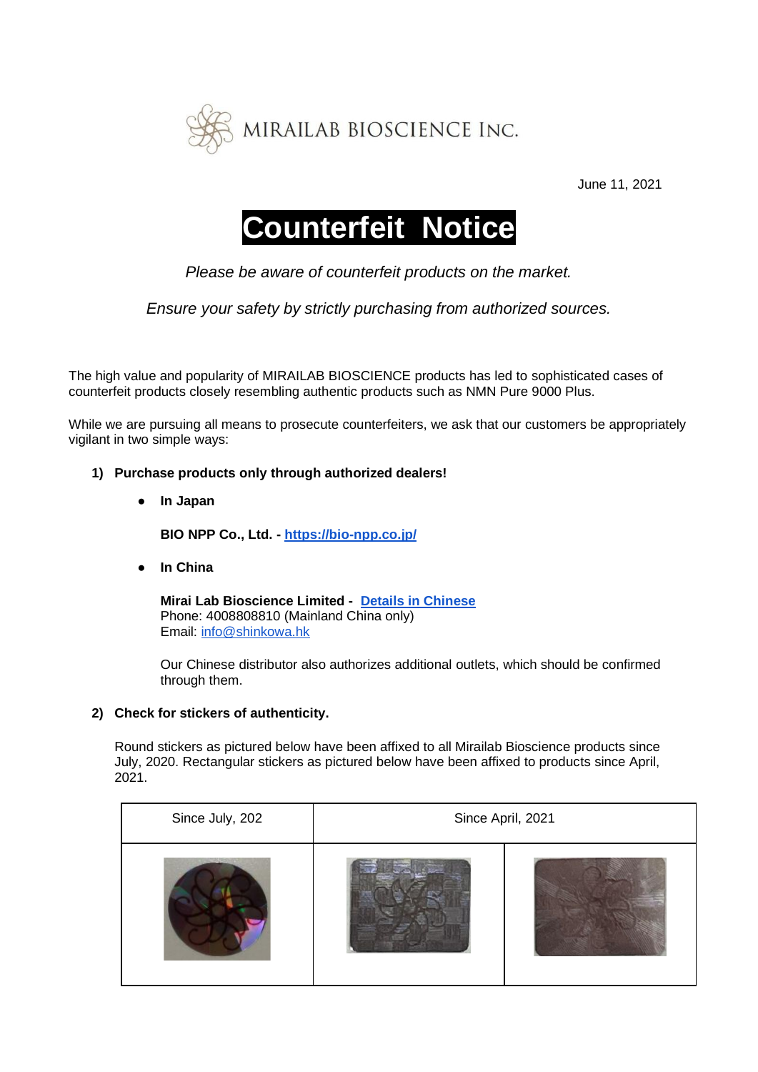MIRAILAB BIOSCIENCE INC.

June 11, 2021

# Counterfeit Notice

*Please be aware of counterfeit products on the market.*

*Ensure your safety by strictly purchasing from authorized sources.*

The high value and popularity of MIRAILAB BIOSCIENCE products has led to sophisticated cases of counterfeit products closely resembling authentic products such as NMN Pure 9000 Plus.

While we are pursuing all means to prosecute counterfeiters, we ask that our customers be appropriately vigilant in two simple ways:

**1) Purchase products only through authorized dealers!**

- **In Japan**

  **BIO NPP Co., Ltd. - https://bio-npp.co.jp/**

- **In China**

  **Mirai Lab Bioscience Limited - Details in Chinese**
  Phone: 4008808810 (Mainland China only)
  Email: info@shinkowa.hk

  Our Chinese distributor also authorizes additional outlets, which should be confirmed through them.

**2) Check for stickers of authenticity.**

Round stickers as pictured below have been affixed to all Mirailab Bioscience products since July, 2020. Rectangular stickers as pictured below have been affixed to products since April, 2021.

| Since July, 202 | Since April, 2021 | |
|---|---|---|
| | | |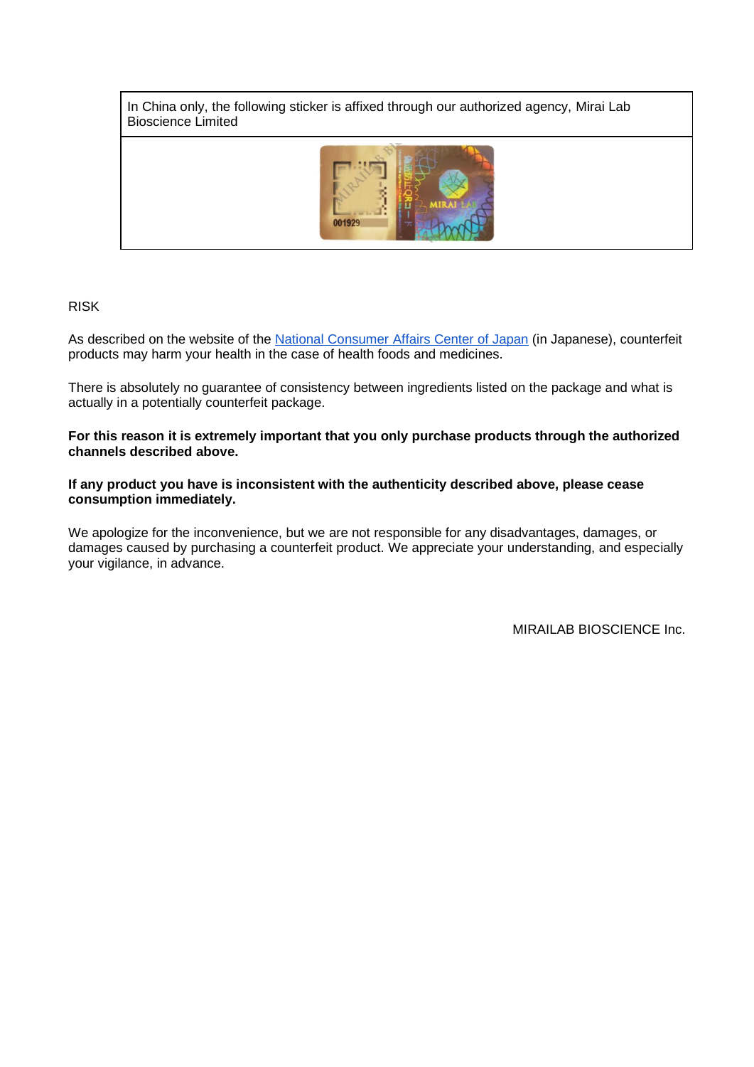| In China only, the following sticker is affixed through our authorized agency, Mirai Lab Bioscience Limited |
| --- |
| |

RISK

As described on the website of the [National Consumer Affairs Center of Japan](#) (in Japanese), counterfeit products may harm your health in the case of health foods and medicines.

There is absolutely no guarantee of consistency between ingredients listed on the package and what is actually in a potentially counterfeit package.

**For this reason it is extremely important that you only purchase products through the authorized channels described above.**

**If any product you have is inconsistent with the authenticity described above, please cease consumption immediately.**

We apologize for the inconvenience, but we are not responsible for any disadvantages, damages, or damages caused by purchasing a counterfeit product. We appreciate your understanding, and especially your vigilance, in advance.

MIRAILAB BIOSCIENCE Inc.